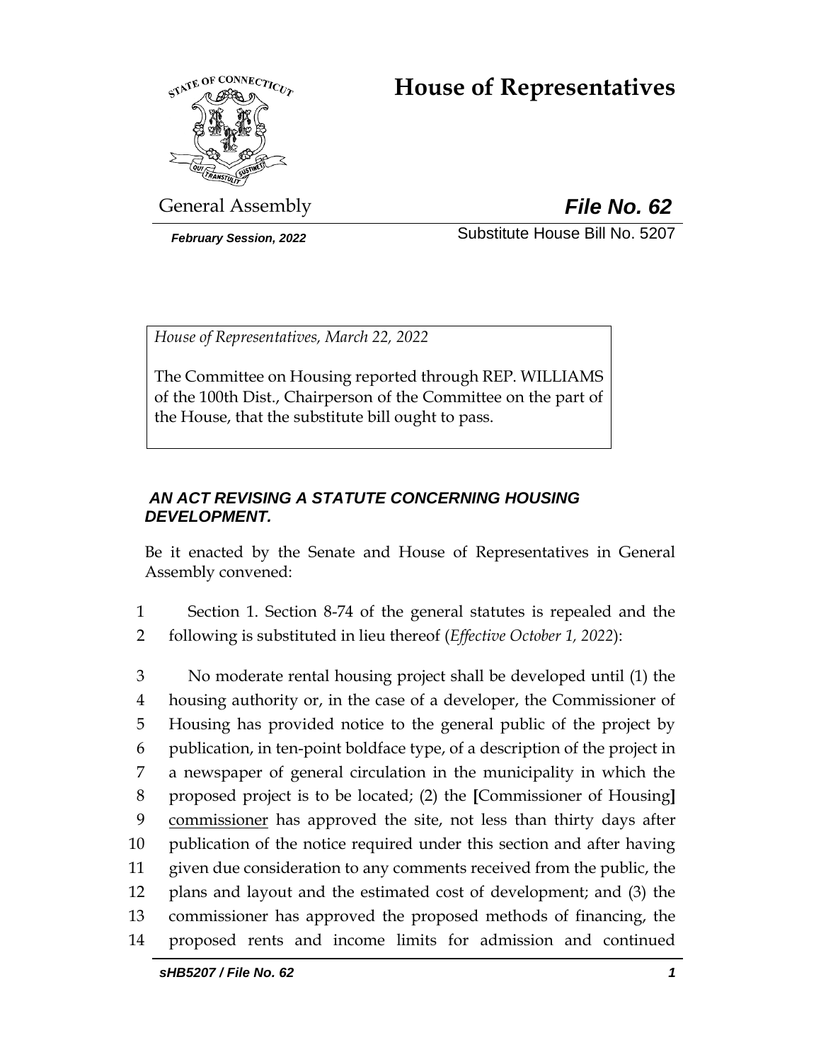# House of Representatives

General Assembly

***File No. 62***

***February Session, 2022***

Substitute House Bill No. 5207

*House of Representatives, March 22, 2022*

The Committee on Housing reported through REP. WILLIAMS of the 100th Dist., Chairperson of the Committee on the part of the House, that the substitute bill ought to pass.

***AN ACT REVISING A STATUTE CONCERNING HOUSING DEVELOPMENT.***

Be it enacted by the Senate and House of Representatives in General Assembly convened:

1 Section 1. Section 8-74 of the general statutes is repealed and the
2 following is substituted in lieu thereof (*Effective October 1, 2022*):

3 No moderate rental housing project shall be developed until (1) the
4 housing authority or, in the case of a developer, the Commissioner of
5 Housing has provided notice to the general public of the project by
6 publication, in ten-point boldface type, of a description of the project in
7 a newspaper of general circulation in the municipality in which the
8 proposed project is to be located; (2) the **[**Commissioner of Housing**]**
9 <u>commissioner</u> has approved the site, not less than thirty days after
10 publication of the notice required under this section and after having
11 given due consideration to any comments received from the public, the
12 plans and layout and the estimated cost of development; and (3) the
13 commissioner has approved the proposed methods of financing, the
14 proposed rents and income limits for admission and continued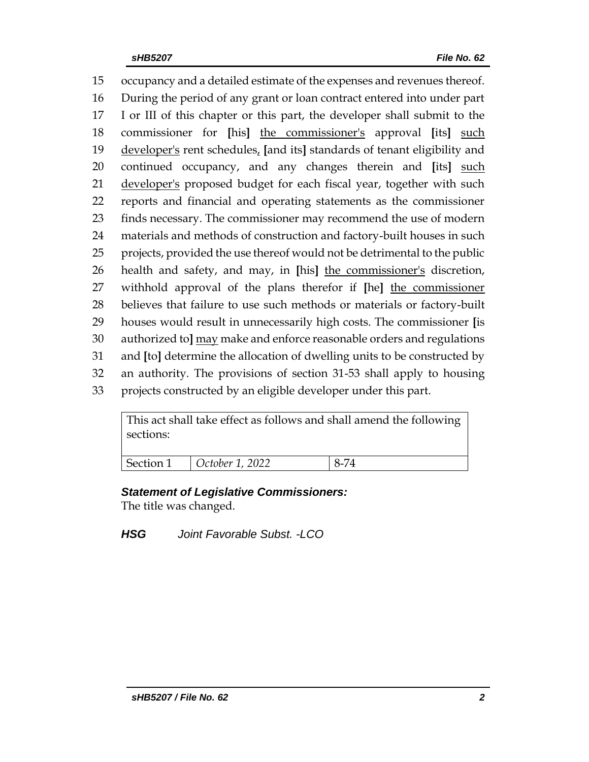15 occupancy and a detailed estimate of the expenses and revenues thereof.
16 During the period of any grant or loan contract entered into under part
17 I or III of this chapter or this part, the developer shall submit to the
18 commissioner for **[**his**]** <u>the commissioner's</u> approval **[**its**]** <u>such</u>
19 <u>developer's</u> rent schedules<u>,</u> **[**and its**]** standards of tenant eligibility and
20 continued occupancy, and any changes therein and **[**its**]** <u>such</u>
21 <u>developer's</u> proposed budget for each fiscal year, together with such
22 reports and financial and operating statements as the commissioner
23 finds necessary. The commissioner may recommend the use of modern
24 materials and methods of construction and factory-built houses in such
25 projects, provided the use thereof would not be detrimental to the public
26 health and safety, and may, in **[**his**]** <u>the commissioner's</u> discretion,
27 withhold approval of the plans therefor if **[**he**]** <u>the commissioner</u>
28 believes that failure to use such methods or materials or factory-built
29 houses would result in unnecessarily high costs. The commissioner **[**is
30 authorized to**]** <u>may</u> make and enforce reasonable orders and regulations
31 and **[**to**]** determine the allocation of dwelling units to be constructed by
32 an authority. The provisions of section 31-53 shall apply to housing
33 projects constructed by an eligible developer under this part.

| This act shall take effect as follows and shall amend the following sections: | | |
|---|---|---|
| Section 1 | *October 1, 2022* | 8-74 |

***Statement of Legislative Commissioners:***
The title was changed.

***HSG*** *Joint Favorable Subst. -LCO*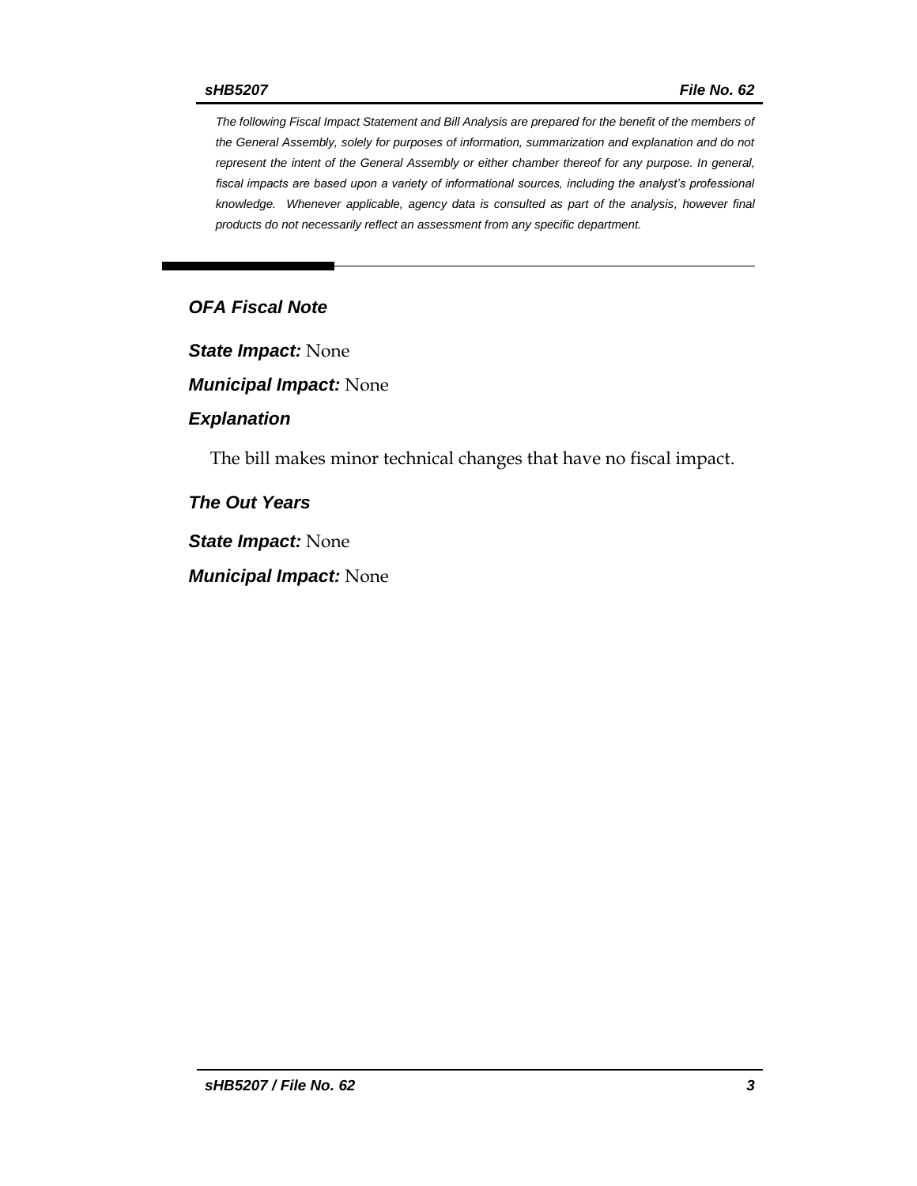*The following Fiscal Impact Statement and Bill Analysis are prepared for the benefit of the members of the General Assembly, solely for purposes of information, summarization and explanation and do not represent the intent of the General Assembly or either chamber thereof for any purpose. In general, fiscal impacts are based upon a variety of informational sources, including the analyst's professional knowledge. Whenever applicable, agency data is consulted as part of the analysis, however final products do not necessarily reflect an assessment from any specific department.*

---

## OFA Fiscal Note

***State Impact:*** None

***Municipal Impact:*** None

### Explanation

The bill makes minor technical changes that have no fiscal impact.

### The Out Years

***State Impact:*** None

***Municipal Impact:*** None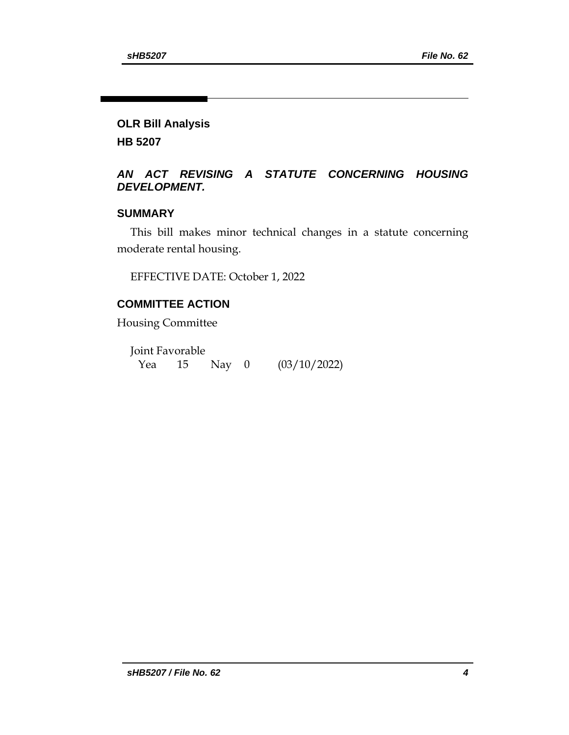## OLR Bill Analysis

## HB 5207

### *AN ACT REVISING A STATUTE CONCERNING HOUSING DEVELOPMENT.*

### SUMMARY

This bill makes minor technical changes in a statute concerning moderate rental housing.

EFFECTIVE DATE: October 1, 2022

### COMMITTEE ACTION

Housing Committee

Joint Favorable
Yea 15 Nay 0 (03/10/2022)